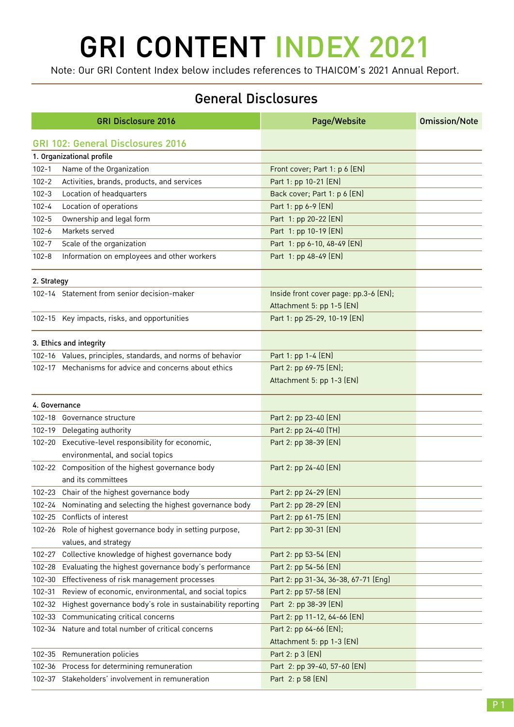# GRI CONTENT INDEX 2021

Note: Our GRI Content Index below includes references to THAICOM's 2021 Annual Report.

## General Disclosures

| GRI Disclosure 2016 | | Page/Website | Omission/Note |
|---|---|---|---|
| **GRI 102: General Disclosures 2016** | | | |
| **1. Organizational profile** | | | |
| 102-1 | Name of the Organization | Front cover; Part 1: p 6 (EN) | |
| 102-2 | Activities, brands, products, and services | Part 1: pp 10-21 (EN) | |
| 102-3 | Location of headquarters | Back cover; Part 1: p 6 (EN) | |
| 102-4 | Location of operations | Part 1: pp 6-9 (EN) | |
| 102-5 | Ownership and legal form | Part 1: pp 20-22 (EN) | |
| 102-6 | Markets served | Part 1: pp 10-19 (EN) | |
| 102-7 | Scale of the organization | Part 1: pp 6-10, 48-49 (EN) | |
| 102-8 | Information on employees and other workers | Part 1: pp 48-49 (EN) | |
| **2. Strategy** | | | |
| 102-14 | Statement from senior decision-maker | Inside front cover page: pp.3-6 (EN); Attachment 5: pp 1-5 (EN) | |
| 102-15 | Key impacts, risks, and opportunities | Part 1: pp 25-29, 10-19 (EN) | |
| **3. Ethics and integrity** | | | |
| 102-16 | Values, principles, standards, and norms of behavior | Part 1: pp 1-4 (EN) | |
| 102-17 | Mechanisms for advice and concerns about ethics | Part 2: pp 69-75 (EN); Attachment 5: pp 1-3 (EN) | |
| **4. Governance** | | | |
| 102-18 | Governance structure | Part 2: pp 23-40 (EN) | |
| 102-19 | Delegating authority | Part 2: pp 24-40 (TH) | |
| 102-20 | Executive-level responsibility for economic, environmental, and social topics | Part 2: pp 38-39 (EN) | |
| 102-22 | Composition of the highest governance body and its committees | Part 2: pp 24-40 (EN) | |
| 102-23 | Chair of the highest governance body | Part 2: pp 24-29 (EN) | |
| 102-24 | Nominating and selecting the highest governance body | Part 2: pp 28-29 (EN) | |
| 102-25 | Conflicts of interest | Part 2: pp 61-75 (EN) | |
| 102-26 | Role of highest governance body in setting purpose, values, and strategy | Part 2: pp 30-31 (EN) | |
| 102-27 | Collective knowledge of highest governance body | Part 2: pp 53-54 (EN) | |
| 102-28 | Evaluating the highest governance body's performance | Part 2: pp 54-56 (EN) | |
| 102-30 | Effectiveness of risk management processes | Part 2: pp 31-34, 36-38, 67-71 (Eng) | |
| 102-31 | Review of economic, environmental, and social topics | Part 2: pp 57-58 (EN) | |
| 102-32 | Highest governance body's role in sustainability reporting | Part 2: pp 38-39 (EN) | |
| 102-33 | Communicating critical concerns | Part 2: pp 11-12, 64-66 (EN) | |
| 102-34 | Nature and total number of critical concerns | Part 2: pp 64-66 (EN); Attachment 5: pp 1-3 (EN) | |
| 102-35 | Remuneration policies | Part 2: p 3 (EN) | |
| 102-36 | Process for determining remuneration | Part 2: pp 39-40, 57-60 (EN) | |
| 102-37 | Stakeholders' involvement in remuneration | Part 2: p 58 (EN) | |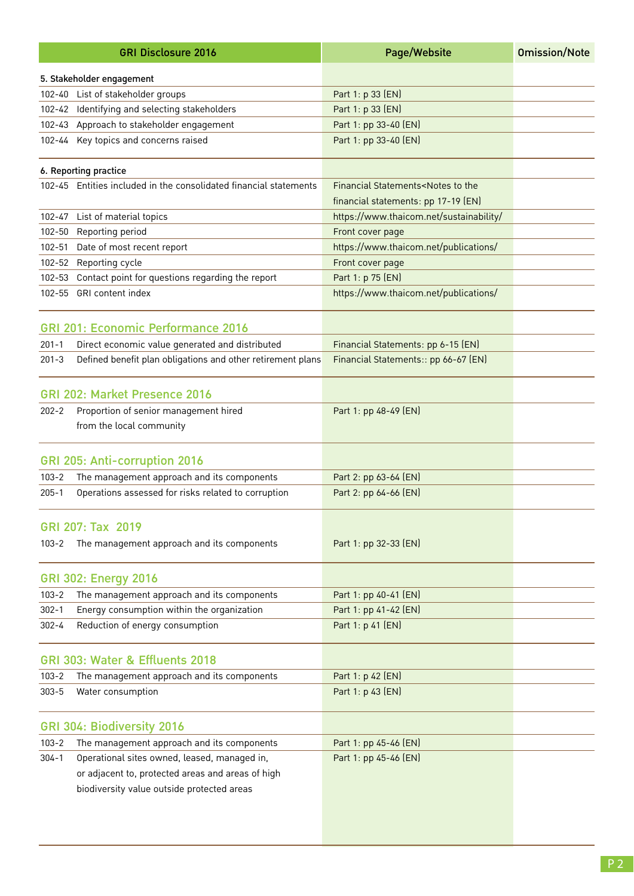| GRI Disclosure 2016 | | Page/Website | Omission/Note |
|---|---|---|---|
| **5. Stakeholder engagement** | | | |
| 102-40 | List of stakeholder groups | Part 1: p 33 (EN) | |
| 102-42 | Identifying and selecting stakeholders | Part 1: p 33 (EN) | |
| 102-43 | Approach to stakeholder engagement | Part 1: pp 33-40 (EN) | |
| 102-44 | Key topics and concerns raised | Part 1: pp 33-40 (EN) | |
| **6. Reporting practice** | | | |
| 102-45 | Entities included in the consolidated financial statements | Financial Statements<Notes to the financial statements: pp 17-19 (EN) | |
| 102-47 | List of material topics | https://www.thaicom.net/sustainability/ | |
| 102-50 | Reporting period | Front cover page | |
| 102-51 | Date of most recent report | https://www.thaicom.net/publications/ | |
| 102-52 | Reporting cycle | Front cover page | |
| 102-53 | Contact point for questions regarding the report | Part 1: p 75 (EN) | |
| 102-55 | GRI content index | https://www.thaicom.net/publications/ | |
| **GRI 201: Economic Performance 2016** | | | |
| 201-1 | Direct economic value generated and distributed | Financial Statements: pp 6-15 (EN) | |
| 201-3 | Defined benefit plan obligations and other retirement plans | Financial Statements:: pp 66-67 (EN) | |
| **GRI 202: Market Presence 2016** | | | |
| 202-2 | Proportion of senior management hired from the local community | Part 1: pp 48-49 (EN) | |
| **GRI 205: Anti-corruption 2016** | | | |
| 103-2 | The management approach and its components | Part 2: pp 63-64 (EN) | |
| 205-1 | Operations assessed for risks related to corruption | Part 2: pp 64-66 (EN) | |
| **GRI 207: Tax 2019** | | | |
| 103-2 | The management approach and its components | Part 1: pp 32-33 (EN) | |
| **GRI 302: Energy 2016** | | | |
| 103-2 | The management approach and its components | Part 1: pp 40-41 (EN) | |
| 302-1 | Energy consumption within the organization | Part 1: pp 41-42 (EN) | |
| 302-4 | Reduction of energy consumption | Part 1: p 41 (EN) | |
| **GRI 303: Water & Effluents 2018** | | | |
| 103-2 | The management approach and its components | Part 1: p 42 (EN) | |
| 303-5 | Water consumption | Part 1: p 43 (EN) | |
| **GRI 304: Biodiversity 2016** | | | |
| 103-2 | The management approach and its components | Part 1: pp 45-46 (EN) | |
| 304-1 | Operational sites owned, leased, managed in, or adjacent to, protected areas and areas of high biodiversity value outside protected areas | Part 1: pp 45-46 (EN) | |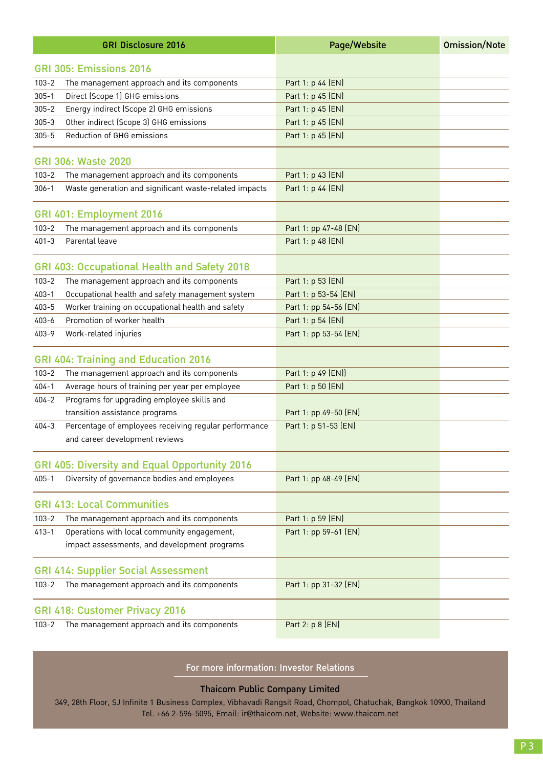| GRI Disclosure 2016 | | Page/Website | Omission/Note |
|---|---|---|---|
| **GRI 305: Emissions 2016** | | | |
| 103-2 | The management approach and its components | Part 1: p 44 (EN) | |
| 305-1 | Direct (Scope 1) GHG emissions | Part 1: p 45 (EN) | |
| 305-2 | Energy indirect (Scope 2) GHG emissions | Part 1: p 45 (EN) | |
| 305-3 | Other indirect (Scope 3) GHG emissions | Part 1: p 45 (EN) | |
| 305-5 | Reduction of GHG emissions | Part 1: p 45 (EN) | |
| **GRI 306: Waste 2020** | | | |
| 103-2 | The management approach and its components | Part 1: p 43 (EN) | |
| 306-1 | Waste generation and significant waste-related impacts | Part 1: p 44 (EN) | |
| **GRI 401: Employment 2016** | | | |
| 103-2 | The management approach and its components | Part 1: pp 47-48 (EN) | |
| 401-3 | Parental leave | Part 1: p 48 (EN) | |
| **GRI 403: Occupational Health and Safety 2018** | | | |
| 103-2 | The management approach and its components | Part 1: p 53 (EN) | |
| 403-1 | Occupational health and safety management system | Part 1: p 53-54 (EN) | |
| 403-5 | Worker training on occupational health and safety | Part 1: pp 54-56 (EN) | |
| 403-6 | Promotion of worker health | Part 1: p 54 (EN) | |
| 403-9 | Work-related injuries | Part 1: pp 53-54 (EN) | |
| **GRI 404: Training and Education 2016** | | | |
| 103-2 | The management approach and its components | Part 1: p 49 (EN)) | |
| 404-1 | Average hours of training per year per employee | Part 1: p 50 (EN) | |
| 404-2 | Programs for upgrading employee skills and transition assistance programs | Part 1: pp 49-50 (EN) | |
| 404-3 | Percentage of employees receiving regular performance and career development reviews | Part 1: p 51-53 (EN) | |
| **GRI 405: Diversity and Equal Opportunity 2016** | | | |
| 405-1 | Diversity of governance bodies and employees | Part 1: pp 48-49 (EN) | |
| **GRI 413: Local Communities** | | | |
| 103-2 | The management approach and its components | Part 1: p 59 (EN) | |
| 413-1 | Operations with local community engagement, impact assessments, and development programs | Part 1: pp 59-61 (EN) | |
| **GRI 414: Supplier Social Assessment** | | | |
| 103-2 | The management approach and its components | Part 1: pp 31-32 (EN) | |
| **GRI 418: Customer Privacy 2016** | | | |
| 103-2 | The management approach and its components | Part 2: p 8 (EN) | |

For more information: Investor Relations

**Thaicom Public Company Limited**

349, 28th Floor, SJ Infinite 1 Business Complex, Vibhavadi Rangsit Road, Chompol, Chatuchak, Bangkok 10900, Thailand
Tel. +66 2-596-5095, Email: ir@thaicom.net, Website: www.thaicom.net